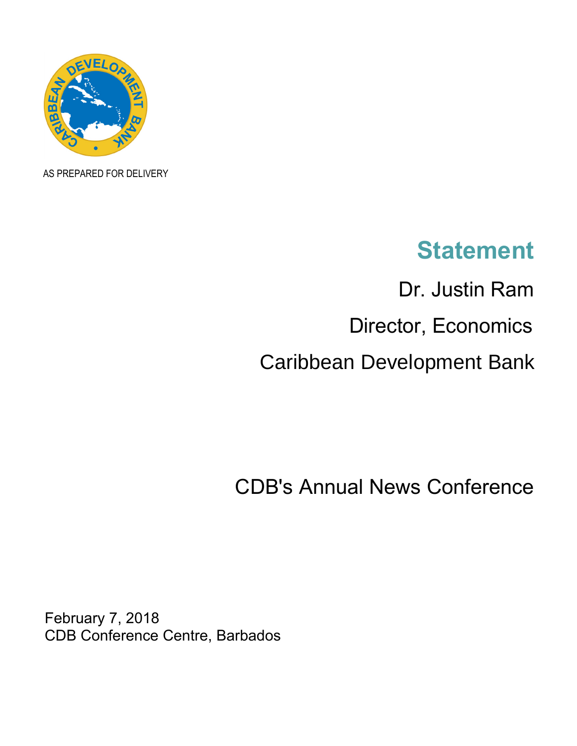AS PREPARED FOR DELIVERY

# Statement

Dr. Justin Ram

Director, Economics

Caribbean Development Bank

CDB's Annual News Conference

February 7, 2018
CDB Conference Centre, Barbados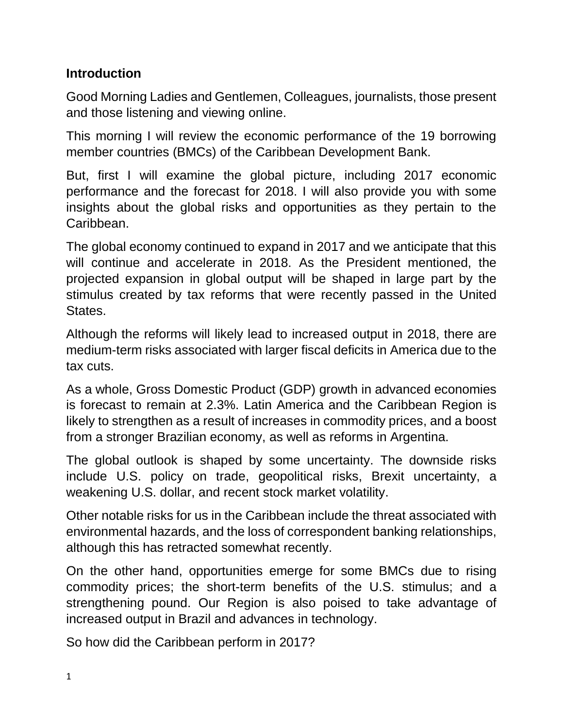## Introduction

Good Morning Ladies and Gentlemen, Colleagues, journalists, those present and those listening and viewing online.

This morning I will review the economic performance of the 19 borrowing member countries (BMCs) of the Caribbean Development Bank.

But, first I will examine the global picture, including 2017 economic performance and the forecast for 2018. I will also provide you with some insights about the global risks and opportunities as they pertain to the Caribbean.

The global economy continued to expand in 2017 and we anticipate that this will continue and accelerate in 2018. As the President mentioned, the projected expansion in global output will be shaped in large part by the stimulus created by tax reforms that were recently passed in the United States.

Although the reforms will likely lead to increased output in 2018, there are medium-term risks associated with larger fiscal deficits in America due to the tax cuts.

As a whole, Gross Domestic Product (GDP) growth in advanced economies is forecast to remain at 2.3%. Latin America and the Caribbean Region is likely to strengthen as a result of increases in commodity prices, and a boost from a stronger Brazilian economy, as well as reforms in Argentina.

The global outlook is shaped by some uncertainty. The downside risks include U.S. policy on trade, geopolitical risks, Brexit uncertainty, a weakening U.S. dollar, and recent stock market volatility.

Other notable risks for us in the Caribbean include the threat associated with environmental hazards, and the loss of correspondent banking relationships, although this has retracted somewhat recently.

On the other hand, opportunities emerge for some BMCs due to rising commodity prices; the short-term benefits of the U.S. stimulus; and a strengthening pound. Our Region is also poised to take advantage of increased output in Brazil and advances in technology.

So how did the Caribbean perform in 2017?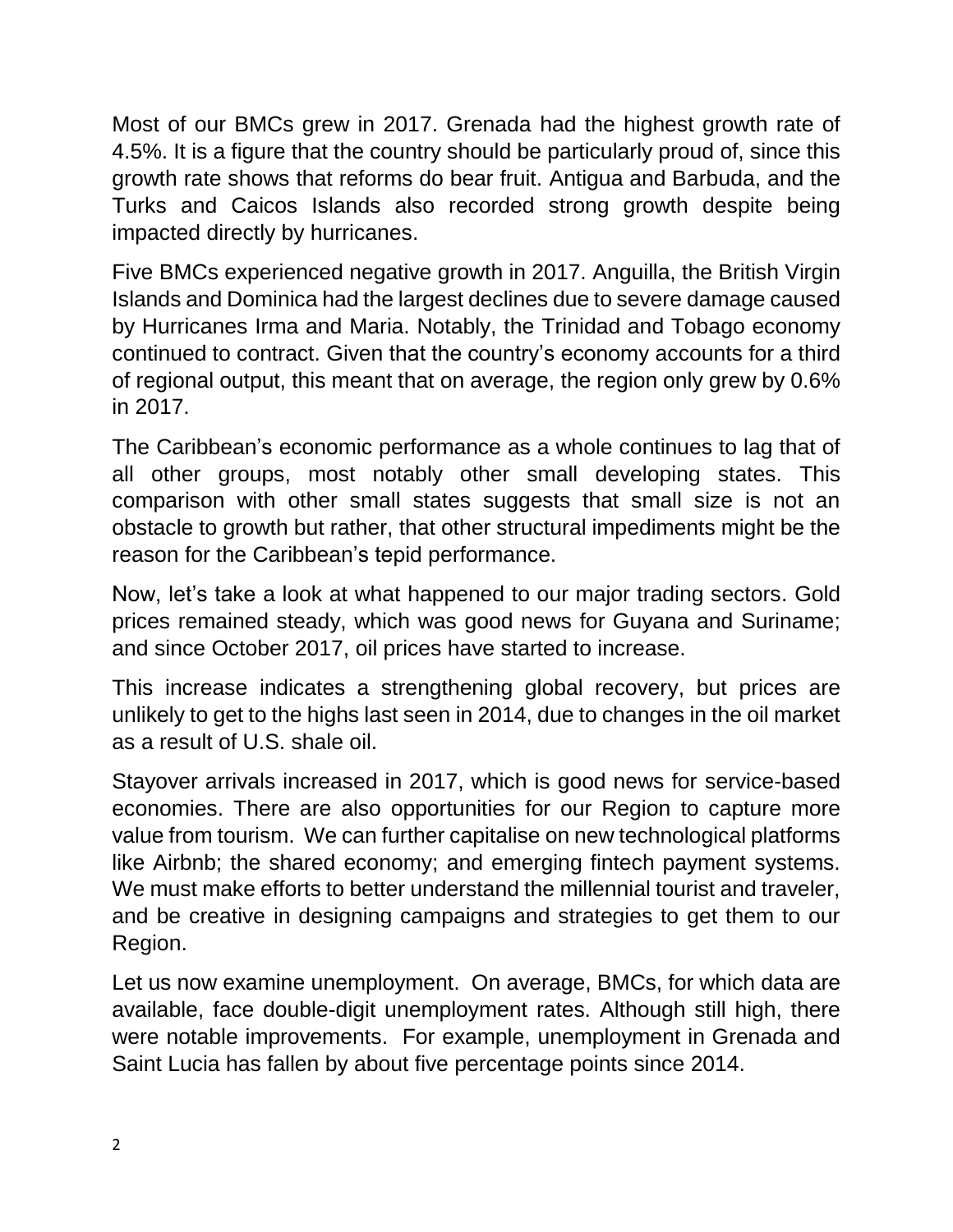Most of our BMCs grew in 2017. Grenada had the highest growth rate of 4.5%. It is a figure that the country should be particularly proud of, since this growth rate shows that reforms do bear fruit. Antigua and Barbuda, and the Turks and Caicos Islands also recorded strong growth despite being impacted directly by hurricanes.

Five BMCs experienced negative growth in 2017. Anguilla, the British Virgin Islands and Dominica had the largest declines due to severe damage caused by Hurricanes Irma and Maria. Notably, the Trinidad and Tobago economy continued to contract. Given that the country's economy accounts for a third of regional output, this meant that on average, the region only grew by 0.6% in 2017.

The Caribbean's economic performance as a whole continues to lag that of all other groups, most notably other small developing states. This comparison with other small states suggests that small size is not an obstacle to growth but rather, that other structural impediments might be the reason for the Caribbean's tepid performance.

Now, let's take a look at what happened to our major trading sectors. Gold prices remained steady, which was good news for Guyana and Suriname; and since October 2017, oil prices have started to increase.

This increase indicates a strengthening global recovery, but prices are unlikely to get to the highs last seen in 2014, due to changes in the oil market as a result of U.S. shale oil.

Stayover arrivals increased in 2017, which is good news for service-based economies. There are also opportunities for our Region to capture more value from tourism. We can further capitalise on new technological platforms like Airbnb; the shared economy; and emerging fintech payment systems. We must make efforts to better understand the millennial tourist and traveler, and be creative in designing campaigns and strategies to get them to our Region.

Let us now examine unemployment. On average, BMCs, for which data are available, face double-digit unemployment rates. Although still high, there were notable improvements. For example, unemployment in Grenada and Saint Lucia has fallen by about five percentage points since 2014.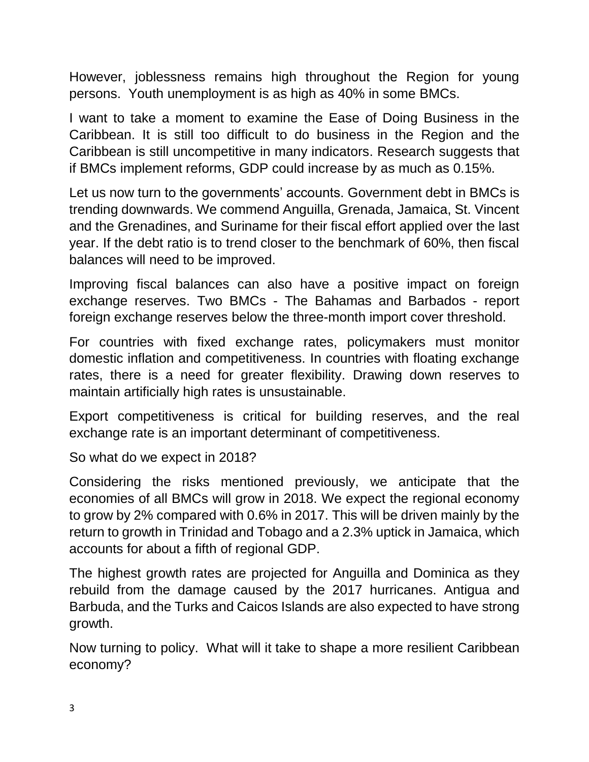However, joblessness remains high throughout the Region for young persons. Youth unemployment is as high as 40% in some BMCs.

I want to take a moment to examine the Ease of Doing Business in the Caribbean. It is still too difficult to do business in the Region and the Caribbean is still uncompetitive in many indicators. Research suggests that if BMCs implement reforms, GDP could increase by as much as 0.15%.

Let us now turn to the governments' accounts. Government debt in BMCs is trending downwards. We commend Anguilla, Grenada, Jamaica, St. Vincent and the Grenadines, and Suriname for their fiscal effort applied over the last year. If the debt ratio is to trend closer to the benchmark of 60%, then fiscal balances will need to be improved.

Improving fiscal balances can also have a positive impact on foreign exchange reserves. Two BMCs - The Bahamas and Barbados - report foreign exchange reserves below the three-month import cover threshold.

For countries with fixed exchange rates, policymakers must monitor domestic inflation and competitiveness. In countries with floating exchange rates, there is a need for greater flexibility. Drawing down reserves to maintain artificially high rates is unsustainable.

Export competitiveness is critical for building reserves, and the real exchange rate is an important determinant of competitiveness.

So what do we expect in 2018?

Considering the risks mentioned previously, we anticipate that the economies of all BMCs will grow in 2018. We expect the regional economy to grow by 2% compared with 0.6% in 2017. This will be driven mainly by the return to growth in Trinidad and Tobago and a 2.3% uptick in Jamaica, which accounts for about a fifth of regional GDP.

The highest growth rates are projected for Anguilla and Dominica as they rebuild from the damage caused by the 2017 hurricanes. Antigua and Barbuda, and the Turks and Caicos Islands are also expected to have strong growth.

Now turning to policy. What will it take to shape a more resilient Caribbean economy?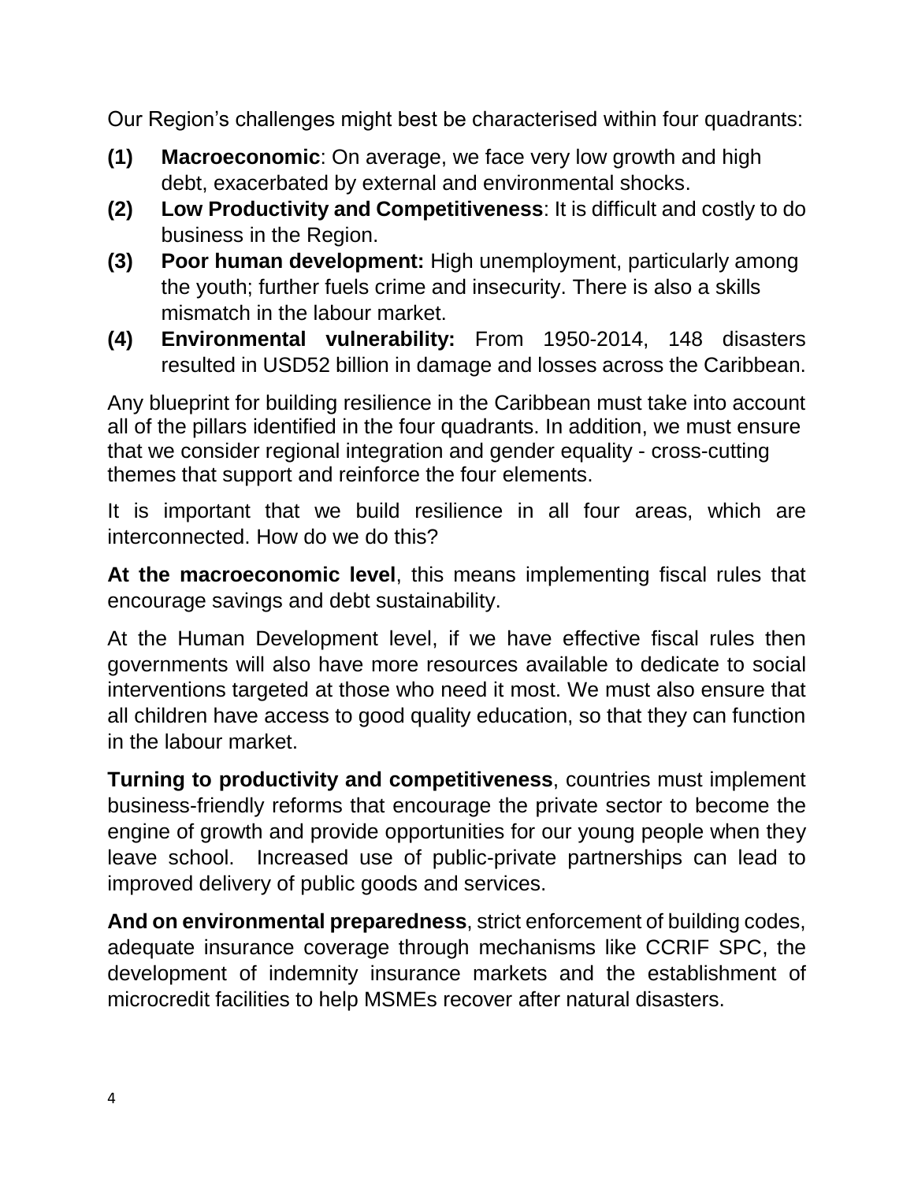Our Region's challenges might best be characterised within four quadrants:

**(1)** **Macroeconomic**: On average, we face very low growth and high debt, exacerbated by external and environmental shocks.

**(2)** **Low Productivity and Competitiveness**: It is difficult and costly to do business in the Region.

**(3)** **Poor human development:** High unemployment, particularly among the youth; further fuels crime and insecurity. There is also a skills mismatch in the labour market.

**(4)** **Environmental vulnerability:** From 1950-2014, 148 disasters resulted in USD52 billion in damage and losses across the Caribbean.

Any blueprint for building resilience in the Caribbean must take into account all of the pillars identified in the four quadrants. In addition, we must ensure that we consider regional integration and gender equality - cross-cutting themes that support and reinforce the four elements.

It is important that we build resilience in all four areas, which are interconnected. How do we do this?

**At the macroeconomic level**, this means implementing fiscal rules that encourage savings and debt sustainability.

At the Human Development level, if we have effective fiscal rules then governments will also have more resources available to dedicate to social interventions targeted at those who need it most. We must also ensure that all children have access to good quality education, so that they can function in the labour market.

**Turning to productivity and competitiveness**, countries must implement business-friendly reforms that encourage the private sector to become the engine of growth and provide opportunities for our young people when they leave school. Increased use of public-private partnerships can lead to improved delivery of public goods and services.

**And on environmental preparedness**, strict enforcement of building codes, adequate insurance coverage through mechanisms like CCRIF SPC, the development of indemnity insurance markets and the establishment of microcredit facilities to help MSMEs recover after natural disasters.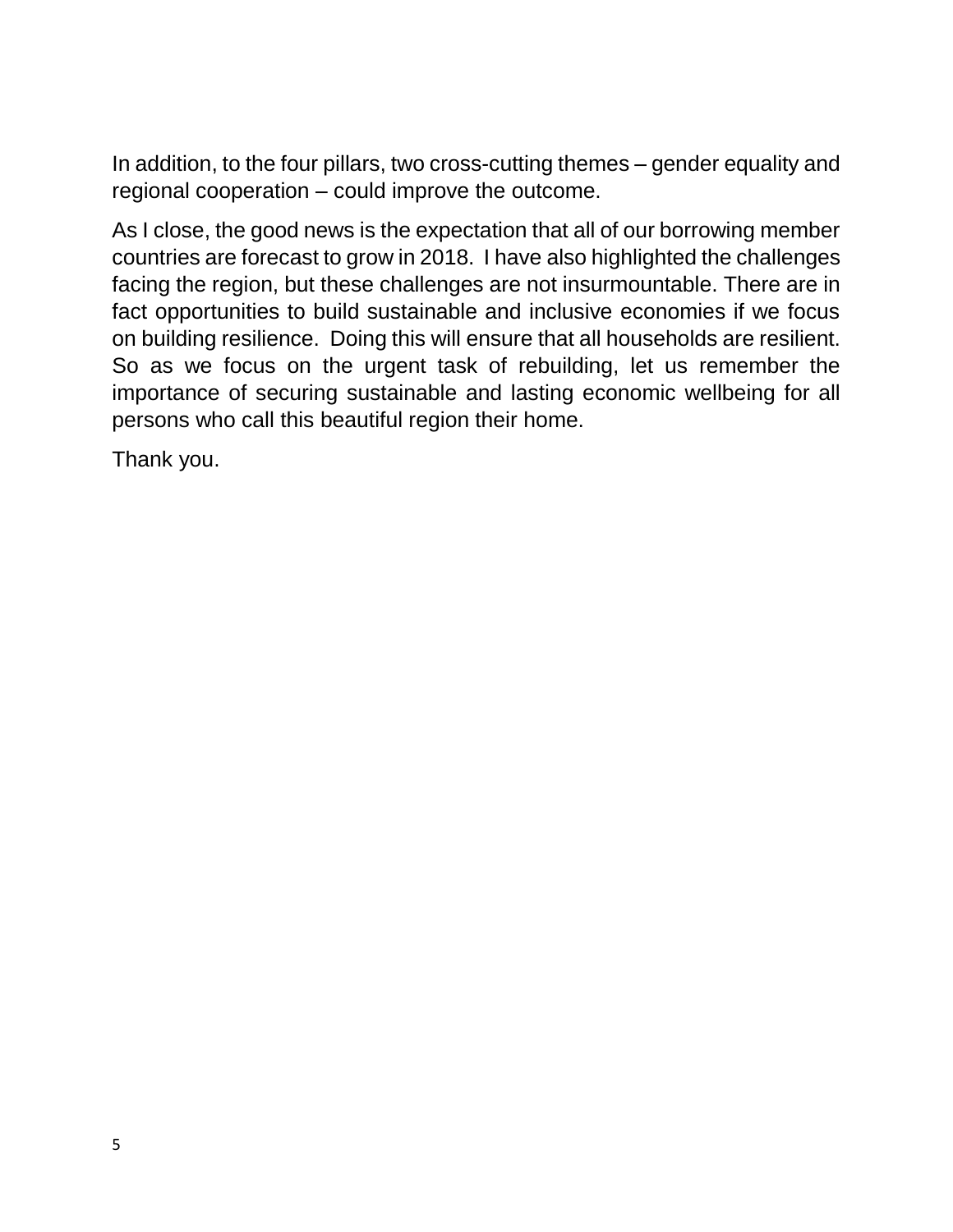In addition, to the four pillars, two cross-cutting themes – gender equality and regional cooperation – could improve the outcome.

As I close, the good news is the expectation that all of our borrowing member countries are forecast to grow in 2018. I have also highlighted the challenges facing the region, but these challenges are not insurmountable. There are in fact opportunities to build sustainable and inclusive economies if we focus on building resilience. Doing this will ensure that all households are resilient. So as we focus on the urgent task of rebuilding, let us remember the importance of securing sustainable and lasting economic wellbeing for all persons who call this beautiful region their home.

Thank you.